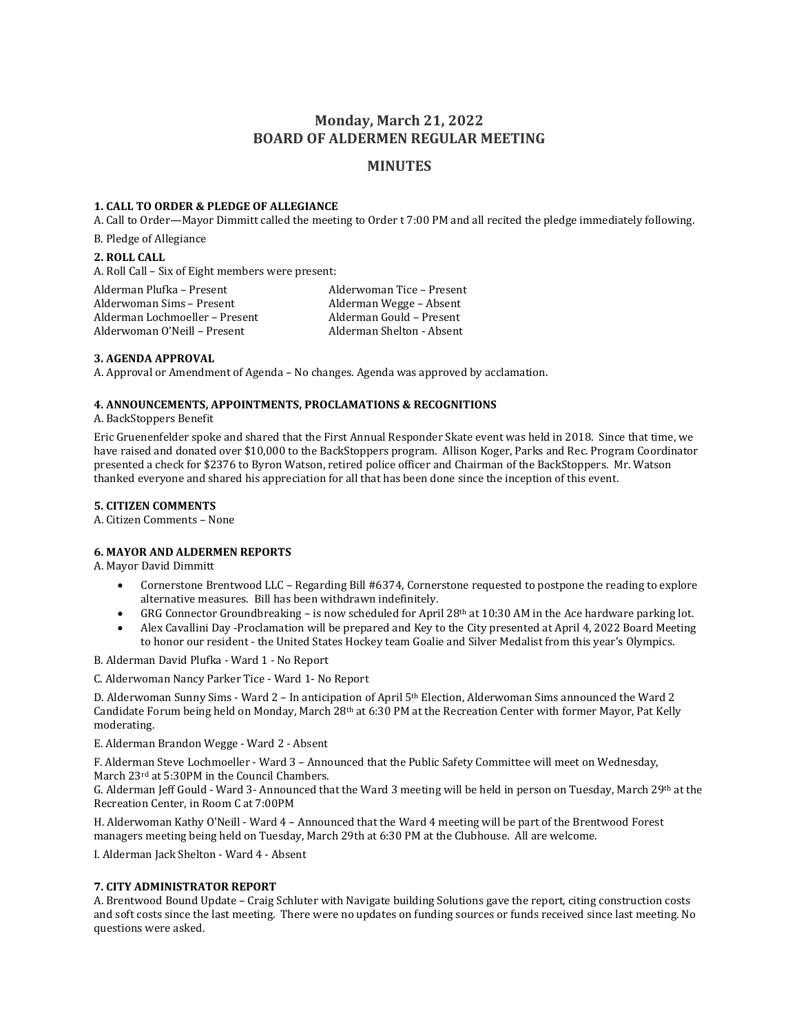# Monday, March 21, 2022
# BOARD OF ALDERMEN REGULAR MEETING

## MINUTES

### 1. CALL TO ORDER & PLEDGE OF ALLEGIANCE

A. Call to Order—Mayor Dimmitt called the meeting to Order t 7:00 PM and all recited the pledge immediately following.

B. Pledge of Allegiance

### 2. ROLL CALL

A. Roll Call – Six of Eight members were present:

Alderman Plufka – Present
Alderwoman Sims – Present
Alderman Lochmoeller – Present
Alderwoman O'Neill – Present
Alderwoman Tice – Present
Alderman Wegge – Absent
Alderman Gould – Present
Alderman Shelton - Absent

### 3. AGENDA APPROVAL

A. Approval or Amendment of Agenda – No changes. Agenda was approved by acclamation.

### 4. ANNOUNCEMENTS, APPOINTMENTS, PROCLAMATIONS & RECOGNITIONS

A. BackStoppers Benefit

Eric Gruenenfelder spoke and shared that the First Annual Responder Skate event was held in 2018. Since that time, we have raised and donated over $10,000 to the BackStoppers program. Allison Koger, Parks and Rec. Program Coordinator presented a check for $2376 to Byron Watson, retired police officer and Chairman of the BackStoppers. Mr. Watson thanked everyone and shared his appreciation for all that has been done since the inception of this event.

### 5. CITIZEN COMMENTS

A. Citizen Comments – None

### 6. MAYOR AND ALDERMEN REPORTS

A. Mayor David Dimmitt

- Cornerstone Brentwood LLC – Regarding Bill #6374, Cornerstone requested to postpone the reading to explore alternative measures. Bill has been withdrawn indefinitely.
- GRG Connector Groundbreaking – is now scheduled for April 28th at 10:30 AM in the Ace hardware parking lot.
- Alex Cavallini Day -Proclamation will be prepared and Key to the City presented at April 4, 2022 Board Meeting to honor our resident - the United States Hockey team Goalie and Silver Medalist from this year's Olympics.

B. Alderman David Plufka - Ward 1 - No Report

C. Alderwoman Nancy Parker Tice - Ward 1- No Report

D. Alderwoman Sunny Sims - Ward 2 – In anticipation of April 5th Election, Alderwoman Sims announced the Ward 2 Candidate Forum being held on Monday, March 28th at 6:30 PM at the Recreation Center with former Mayor, Pat Kelly moderating.

E. Alderman Brandon Wegge - Ward 2 - Absent

F. Alderman Steve Lochmoeller - Ward 3 – Announced that the Public Safety Committee will meet on Wednesday, March 23rd at 5:30PM in the Council Chambers.

G. Alderman Jeff Gould - Ward 3- Announced that the Ward 3 meeting will be held in person on Tuesday, March 29th at the Recreation Center, in Room C at 7:00PM

H. Alderwoman Kathy O'Neill - Ward 4 – Announced that the Ward 4 meeting will be part of the Brentwood Forest managers meeting being held on Tuesday, March 29th at 6:30 PM at the Clubhouse. All are welcome.

I. Alderman Jack Shelton - Ward 4 - Absent

### 7. CITY ADMINISTRATOR REPORT

A. Brentwood Bound Update – Craig Schluter with Navigate building Solutions gave the report, citing construction costs and soft costs since the last meeting. There were no updates on funding sources or funds received since last meeting. No questions were asked.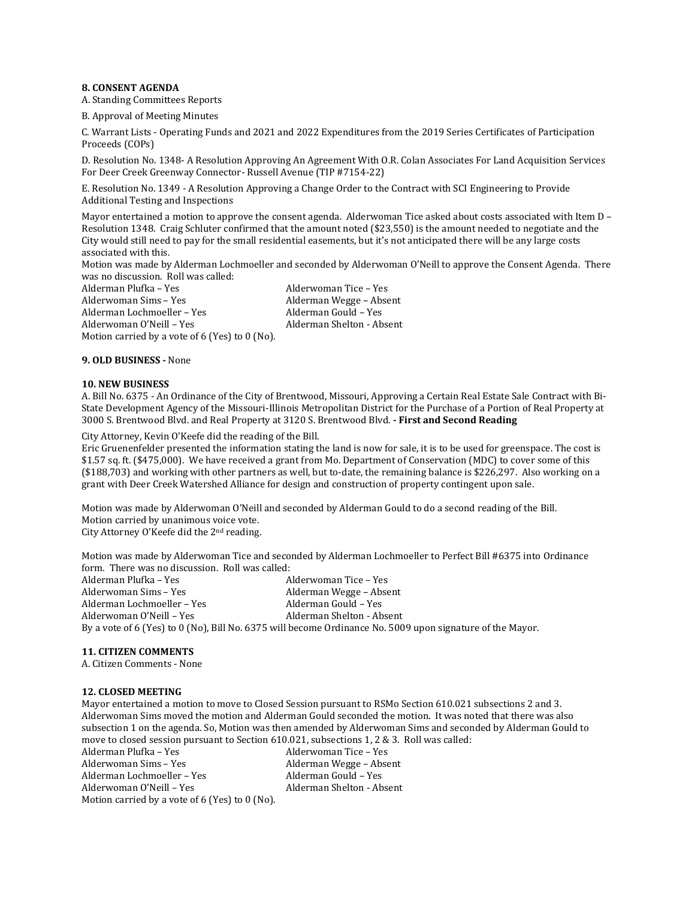**8. CONSENT AGENDA**

A. Standing Committees Reports

B. Approval of Meeting Minutes

C. Warrant Lists - Operating Funds and 2021 and 2022 Expenditures from the 2019 Series Certificates of Participation Proceeds (COPs)

D. Resolution No. 1348- A Resolution Approving An Agreement With O.R. Colan Associates For Land Acquisition Services For Deer Creek Greenway Connector- Russell Avenue (TIP #7154-22)

E. Resolution No. 1349 - A Resolution Approving a Change Order to the Contract with SCI Engineering to Provide Additional Testing and Inspections

Mayor entertained a motion to approve the consent agenda. Alderwoman Tice asked about costs associated with Item D – Resolution 1348. Craig Schluter confirmed that the amount noted ($23,550) is the amount needed to negotiate and the City would still need to pay for the small residential easements, but it's not anticipated there will be any large costs associated with this.

Motion was made by Alderman Lochmoeller and seconded by Alderwoman O'Neill to approve the Consent Agenda. There was no discussion. Roll was called:

Alderman Plufka – Yes
Alderwoman Sims – Yes
Alderman Lochmoeller – Yes
Alderwoman O'Neill – Yes
Alderwoman Tice – Yes
Alderman Wegge – Absent
Alderman Gould – Yes
Alderman Shelton - Absent

Motion carried by a vote of 6 (Yes) to 0 (No).

**9. OLD BUSINESS -** None

**10. NEW BUSINESS**

A. Bill No. 6375 - An Ordinance of the City of Brentwood, Missouri, Approving a Certain Real Estate Sale Contract with Bi-State Development Agency of the Missouri-Illinois Metropolitan District for the Purchase of a Portion of Real Property at 3000 S. Brentwood Blvd. and Real Property at 3120 S. Brentwood Blvd. **- First and Second Reading**

City Attorney, Kevin O'Keefe did the reading of the Bill.

Eric Gruenenfelder presented the information stating the land is now for sale, it is to be used for greenspace. The cost is $1.57 sq. ft. ($475,000). We have received a grant from Mo. Department of Conservation (MDC) to cover some of this ($188,703) and working with other partners as well, but to-date, the remaining balance is $226,297. Also working on a grant with Deer Creek Watershed Alliance for design and construction of property contingent upon sale.

Motion was made by Alderwoman O'Neill and seconded by Alderman Gould to do a second reading of the Bill.
Motion carried by unanimous voice vote.
City Attorney O'Keefe did the 2nd reading.

Motion was made by Alderwoman Tice and seconded by Alderman Lochmoeller to Perfect Bill #6375 into Ordinance form. There was no discussion. Roll was called:

Alderman Plufka – Yes
Alderwoman Sims – Yes
Alderman Lochmoeller – Yes
Alderwoman O'Neill – Yes
Alderwoman Tice – Yes
Alderman Wegge – Absent
Alderman Gould – Yes
Alderman Shelton - Absent

By a vote of 6 (Yes) to 0 (No), Bill No. 6375 will become Ordinance No. 5009 upon signature of the Mayor.

**11. CITIZEN COMMENTS**

A. Citizen Comments - None

**12. CLOSED MEETING**

Mayor entertained a motion to move to Closed Session pursuant to RSMo Section 610.021 subsections 2 and 3. Alderwoman Sims moved the motion and Alderman Gould seconded the motion. It was noted that there was also subsection 1 on the agenda. So, Motion was then amended by Alderwoman Sims and seconded by Alderman Gould to move to closed session pursuant to Section 610.021, subsections 1, 2 & 3. Roll was called:

Alderman Plufka – Yes
Alderwoman Sims – Yes
Alderman Lochmoeller – Yes
Alderwoman O'Neill – Yes
Alderwoman Tice – Yes
Alderman Wegge – Absent
Alderman Gould – Yes
Alderman Shelton - Absent

Motion carried by a vote of 6 (Yes) to 0 (No).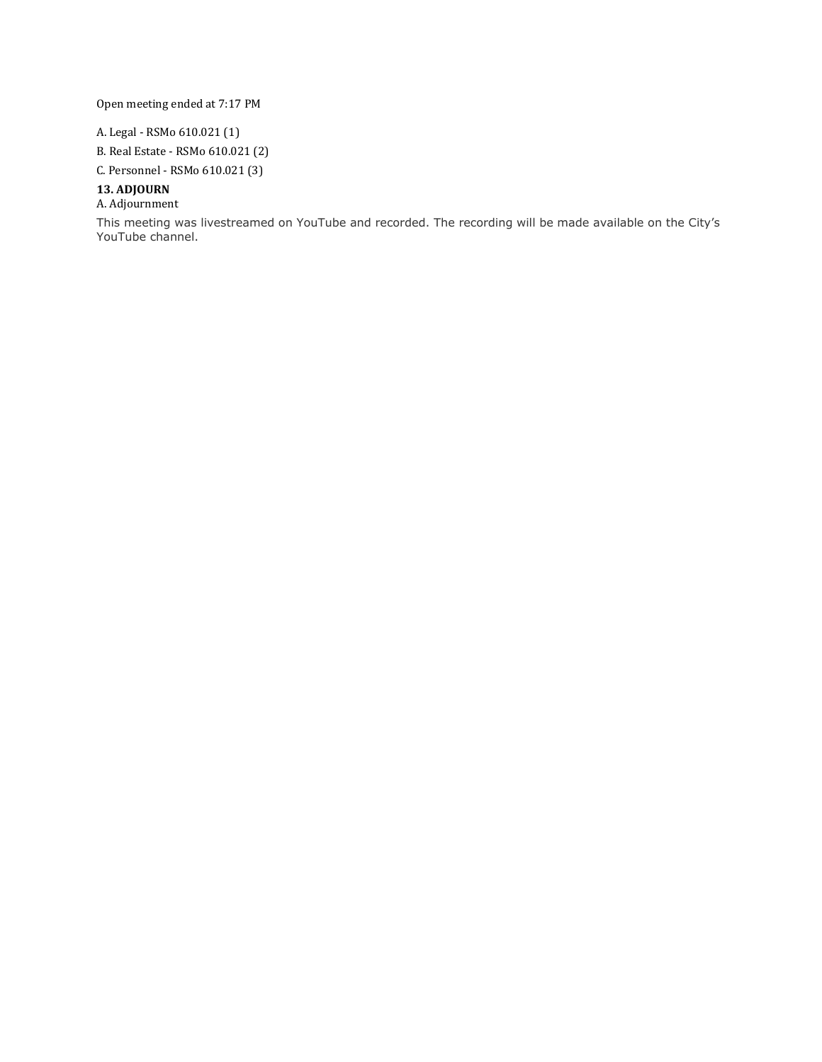Open meeting ended at 7:17 PM

A. Legal - RSMo 610.021 (1)

B. Real Estate - RSMo 610.021 (2)

C. Personnel - RSMo 610.021 (3)

**13. ADJOURN**

A. Adjournment

This meeting was livestreamed on YouTube and recorded. The recording will be made available on the City's YouTube channel.